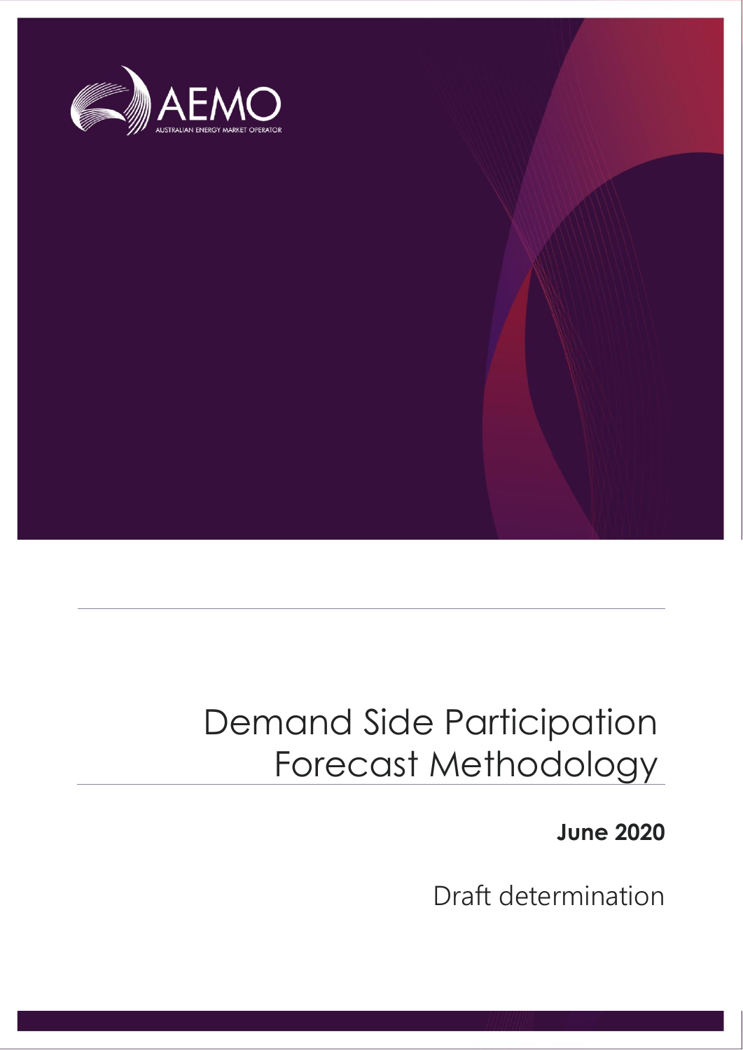AEMO

AUSTRALIAN ENERGY MARKET OPERATOR

# Demand Side Participation Forecast Methodology

**June 2020**

Draft determination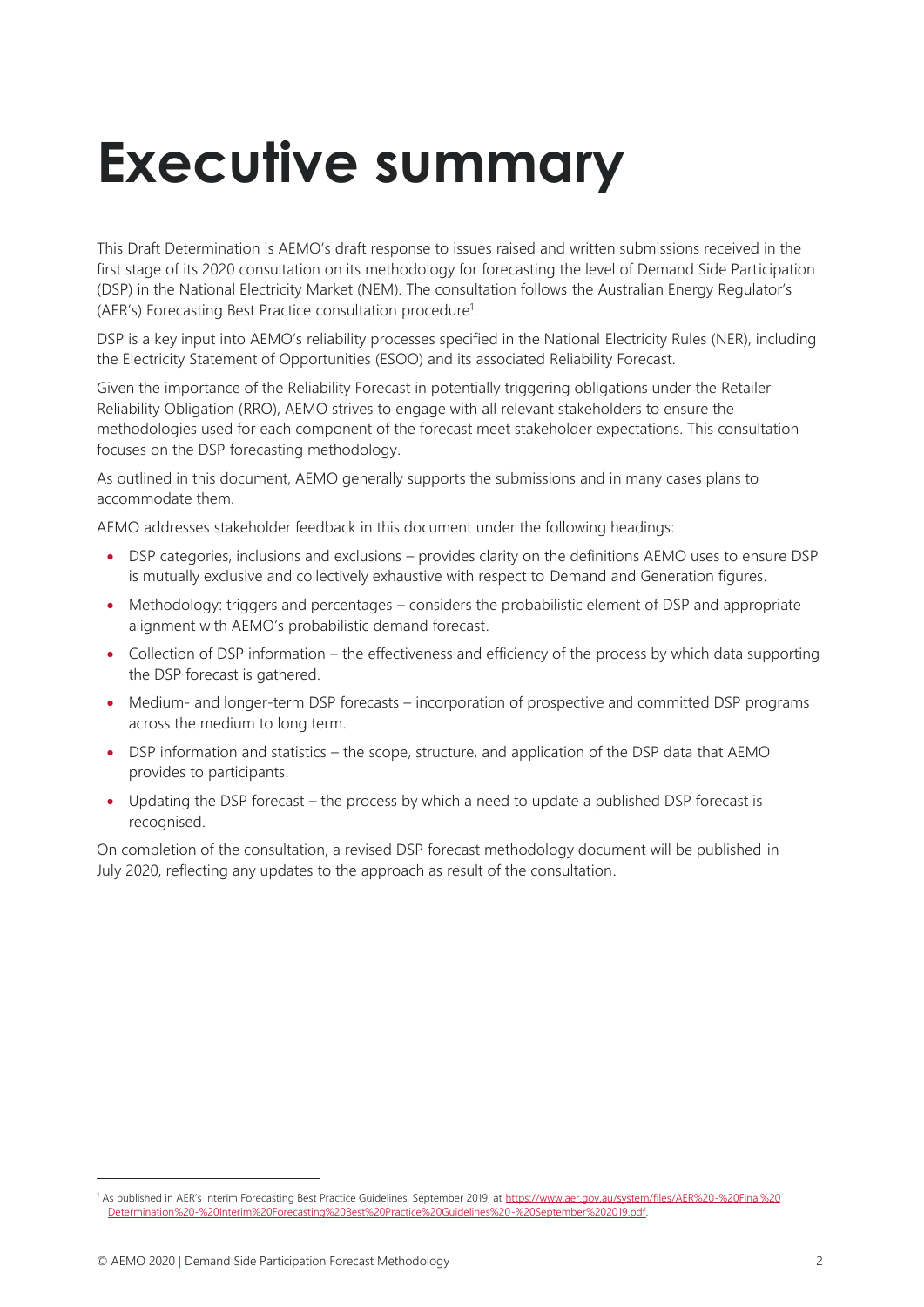# Executive summary

This Draft Determination is AEMO's draft response to issues raised and written submissions received in the first stage of its 2020 consultation on its methodology for forecasting the level of Demand Side Participation (DSP) in the National Electricity Market (NEM). The consultation follows the Australian Energy Regulator's (AER's) Forecasting Best Practice consultation procedure[1].

DSP is a key input into AEMO's reliability processes specified in the National Electricity Rules (NER), including the Electricity Statement of Opportunities (ESOO) and its associated Reliability Forecast.

Given the importance of the Reliability Forecast in potentially triggering obligations under the Retailer Reliability Obligation (RRO), AEMO strives to engage with all relevant stakeholders to ensure the methodologies used for each component of the forecast meet stakeholder expectations. This consultation focuses on the DSP forecasting methodology.

As outlined in this document, AEMO generally supports the submissions and in many cases plans to accommodate them.

AEMO addresses stakeholder feedback in this document under the following headings:

- DSP categories, inclusions and exclusions – provides clarity on the definitions AEMO uses to ensure DSP is mutually exclusive and collectively exhaustive with respect to Demand and Generation figures.
- Methodology: triggers and percentages – considers the probabilistic element of DSP and appropriate alignment with AEMO's probabilistic demand forecast.
- Collection of DSP information – the effectiveness and efficiency of the process by which data supporting the DSP forecast is gathered.
- Medium- and longer-term DSP forecasts – incorporation of prospective and committed DSP programs across the medium to long term.
- DSP information and statistics – the scope, structure, and application of the DSP data that AEMO provides to participants.
- Updating the DSP forecast – the process by which a need to update a published DSP forecast is recognised.

On completion of the consultation, a revised DSP forecast methodology document will be published in July 2020, reflecting any updates to the approach as result of the consultation.

[1] As published in AER's Interim Forecasting Best Practice Guidelines, September 2019, at https://www.aer.gov.au/system/files/AER%20-%20Final%20Determination%20-%20Interim%20Forecasting%20Best%20Practice%20Guidelines%20-%20September%202019.pdf.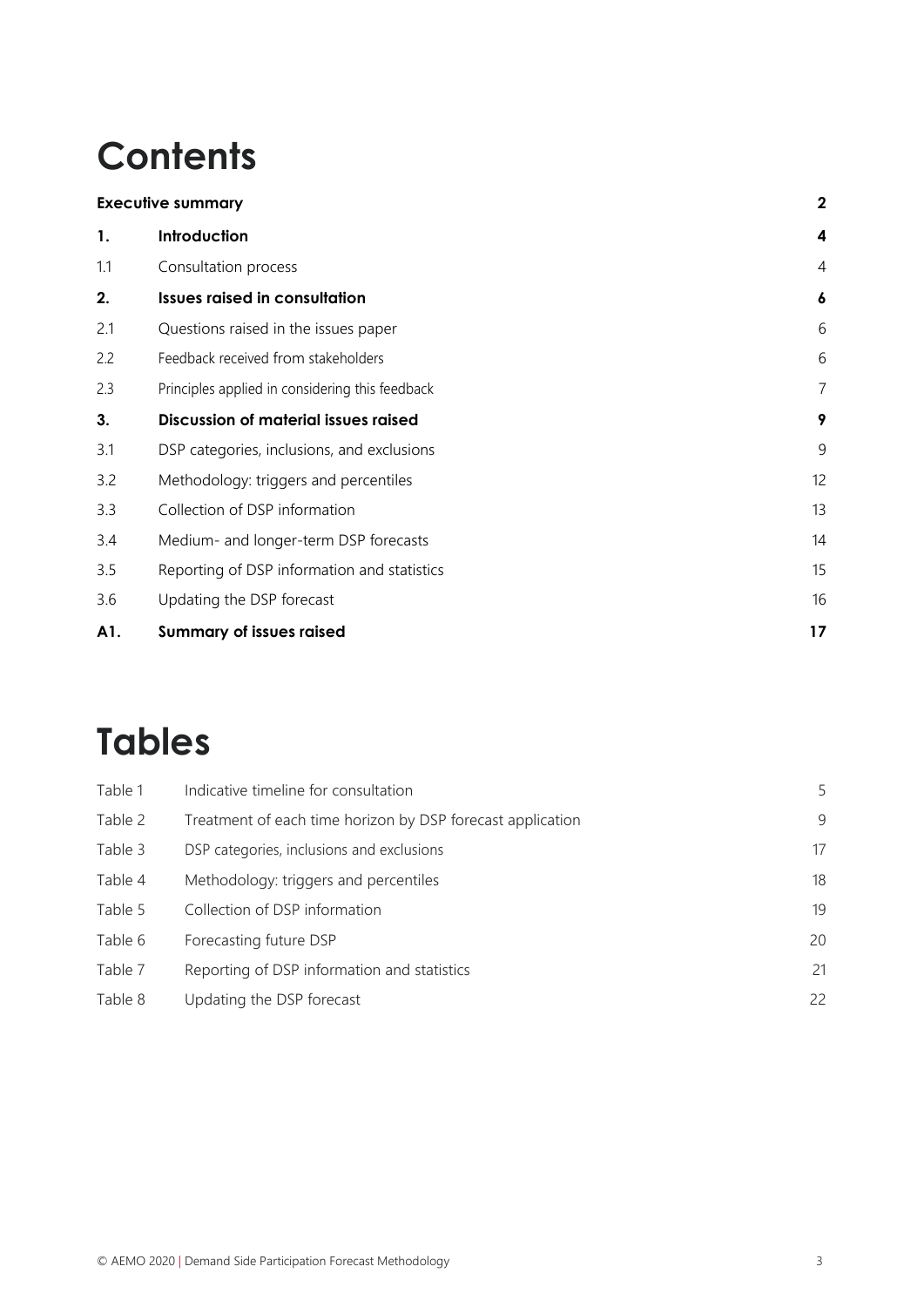# Contents

| | | |
|---|---|---|
| **Executive summary** | | **2** |
| **1.** | **Introduction** | **4** |
| 1.1 | Consultation process | 4 |
| **2.** | **Issues raised in consultation** | **6** |
| 2.1 | Questions raised in the issues paper | 6 |
| 2.2 | Feedback received from stakeholders | 6 |
| 2.3 | Principles applied in considering this feedback | 7 |
| **3.** | **Discussion of material issues raised** | **9** |
| 3.1 | DSP categories, inclusions, and exclusions | 9 |
| 3.2 | Methodology: triggers and percentiles | 12 |
| 3.3 | Collection of DSP information | 13 |
| 3.4 | Medium- and longer-term DSP forecasts | 14 |
| 3.5 | Reporting of DSP information and statistics | 15 |
| 3.6 | Updating the DSP forecast | 16 |
| **A1.** | **Summary of issues raised** | **17** |

# Tables

| | | |
|---|---|---|
| Table 1 | Indicative timeline for consultation | 5 |
| Table 2 | Treatment of each time horizon by DSP forecast application | 9 |
| Table 3 | DSP categories, inclusions and exclusions | 17 |
| Table 4 | Methodology: triggers and percentiles | 18 |
| Table 5 | Collection of DSP information | 19 |
| Table 6 | Forecasting future DSP | 20 |
| Table 7 | Reporting of DSP information and statistics | 21 |
| Table 8 | Updating the DSP forecast | 22 |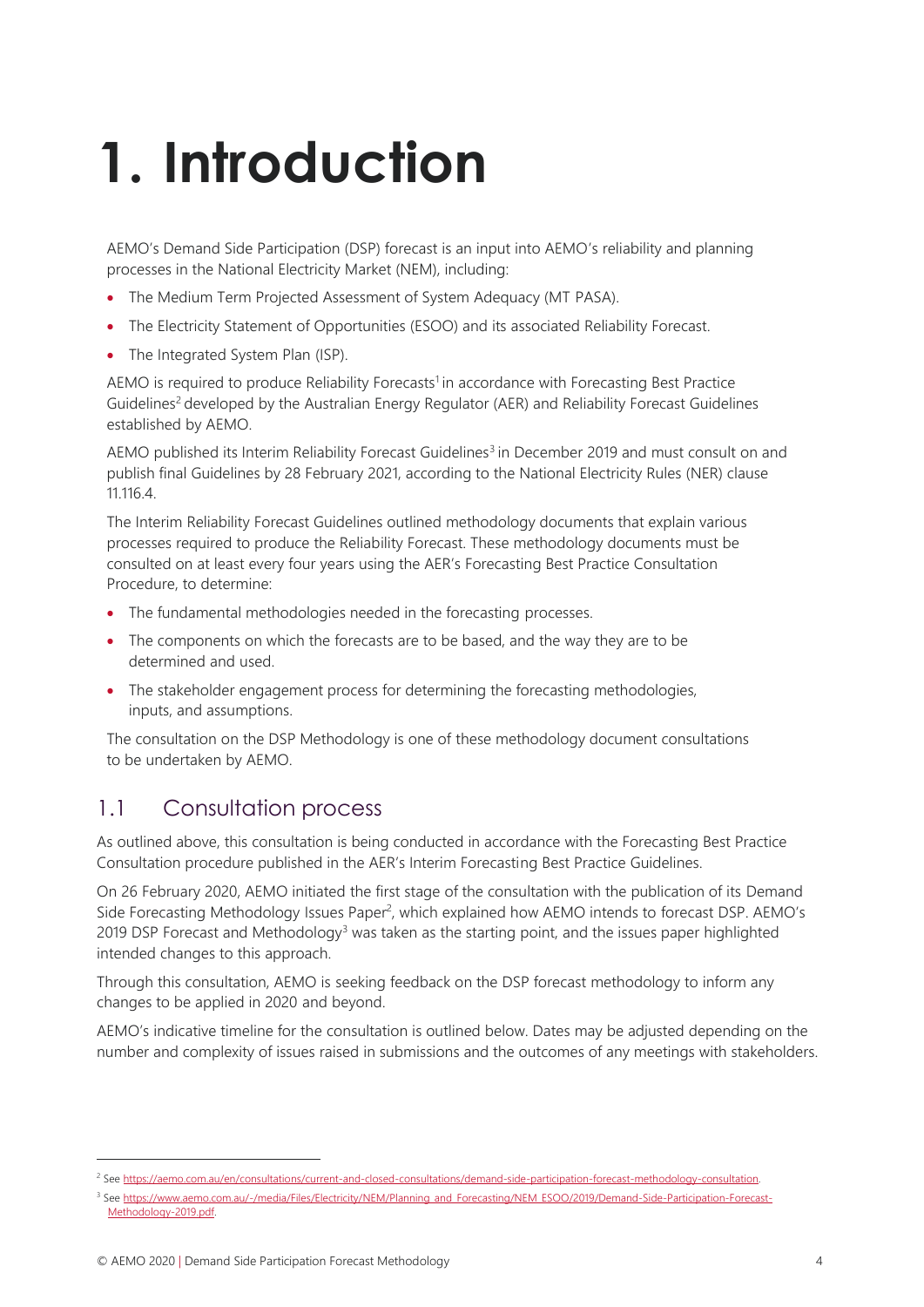# 1. Introduction

AEMO's Demand Side Participation (DSP) forecast is an input into AEMO's reliability and planning processes in the National Electricity Market (NEM), including:

- The Medium Term Projected Assessment of System Adequacy (MT PASA).
- The Electricity Statement of Opportunities (ESOO) and its associated Reliability Forecast.
- The Integrated System Plan (ISP).

AEMO is required to produce Reliability Forecasts[1] in accordance with Forecasting Best Practice Guidelines[2] developed by the Australian Energy Regulator (AER) and Reliability Forecast Guidelines established by AEMO.

AEMO published its Interim Reliability Forecast Guidelines[3] in December 2019 and must consult on and publish final Guidelines by 28 February 2021, according to the National Electricity Rules (NER) clause 11.116.4.

The Interim Reliability Forecast Guidelines outlined methodology documents that explain various processes required to produce the Reliability Forecast. These methodology documents must be consulted on at least every four years using the AER's Forecasting Best Practice Consultation Procedure, to determine:

- The fundamental methodologies needed in the forecasting processes.
- The components on which the forecasts are to be based, and the way they are to be determined and used.
- The stakeholder engagement process for determining the forecasting methodologies, inputs, and assumptions.

The consultation on the DSP Methodology is one of these methodology document consultations to be undertaken by AEMO.

## 1.1 Consultation process

As outlined above, this consultation is being conducted in accordance with the Forecasting Best Practice Consultation procedure published in the AER's Interim Forecasting Best Practice Guidelines.

On 26 February 2020, AEMO initiated the first stage of the consultation with the publication of its Demand Side Forecasting Methodology Issues Paper[2], which explained how AEMO intends to forecast DSP. AEMO's 2019 DSP Forecast and Methodology[3] was taken as the starting point, and the issues paper highlighted intended changes to this approach.

Through this consultation, AEMO is seeking feedback on the DSP forecast methodology to inform any changes to be applied in 2020 and beyond.

AEMO's indicative timeline for the consultation is outlined below. Dates may be adjusted depending on the number and complexity of issues raised in submissions and the outcomes of any meetings with stakeholders.

---

[2] See https://aemo.com.au/en/consultations/current-and-closed-consultations/demand-side-participation-forecast-methodology-consultation.

[3] See https://www.aemo.com.au/-/media/Files/Electricity/NEM/Planning_and_Forecasting/NEM_ESOO/2019/Demand-Side-Participation-Forecast-Methodology-2019.pdf.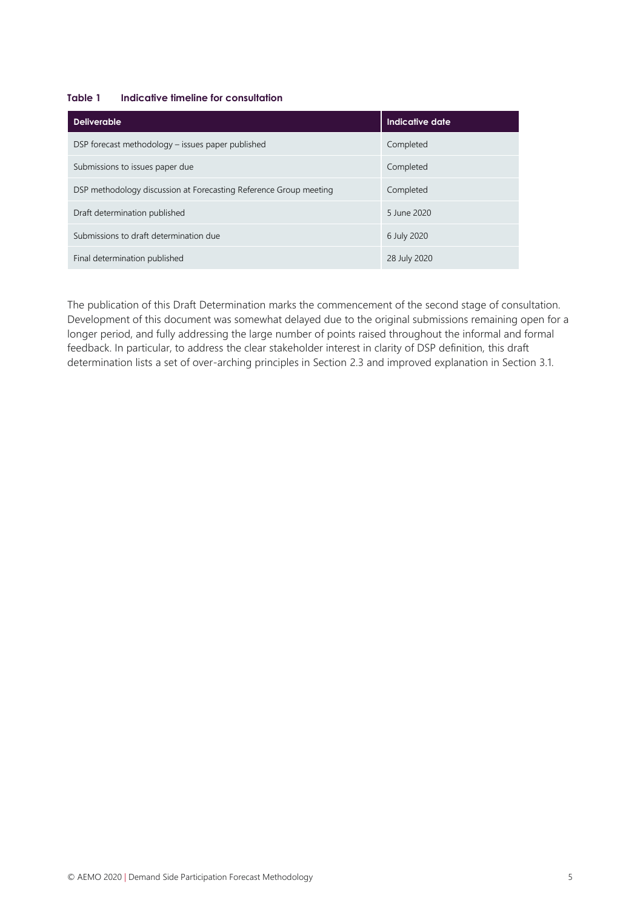**Table 1 Indicative timeline for consultation**

| Deliverable | Indicative date |
|---|---|
| DSP forecast methodology – issues paper published | Completed |
| Submissions to issues paper due | Completed |
| DSP methodology discussion at Forecasting Reference Group meeting | Completed |
| Draft determination published | 5 June 2020 |
| Submissions to draft determination due | 6 July 2020 |
| Final determination published | 28 July 2020 |

The publication of this Draft Determination marks the commencement of the second stage of consultation. Development of this document was somewhat delayed due to the original submissions remaining open for a longer period, and fully addressing the large number of points raised throughout the informal and formal feedback. In particular, to address the clear stakeholder interest in clarity of DSP definition, this draft determination lists a set of over-arching principles in Section 2.3 and improved explanation in Section 3.1.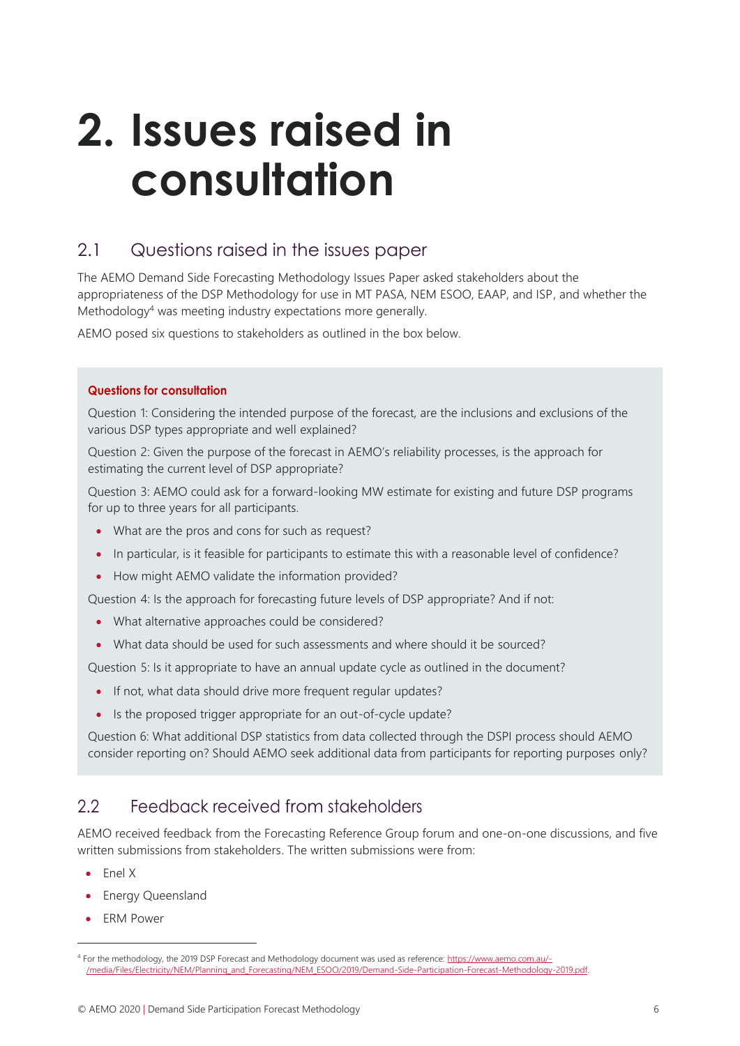# 2. Issues raised in consultation

## 2.1 Questions raised in the issues paper

The AEMO Demand Side Forecasting Methodology Issues Paper asked stakeholders about the appropriateness of the DSP Methodology for use in MT PASA, NEM ESOO, EAAP, and ISP, and whether the Methodology[4] was meeting industry expectations more generally.

AEMO posed six questions to stakeholders as outlined in the box below.

> **Questions for consultation**
>
> Question 1: Considering the intended purpose of the forecast, are the inclusions and exclusions of the various DSP types appropriate and well explained?
>
> Question 2: Given the purpose of the forecast in AEMO's reliability processes, is the approach for estimating the current level of DSP appropriate?
>
> Question 3: AEMO could ask for a forward-looking MW estimate for existing and future DSP programs for up to three years for all participants.
>
> - What are the pros and cons for such as request?
> - In particular, is it feasible for participants to estimate this with a reasonable level of confidence?
> - How might AEMO validate the information provided?
>
> Question 4: Is the approach for forecasting future levels of DSP appropriate? And if not:
>
> - What alternative approaches could be considered?
> - What data should be used for such assessments and where should it be sourced?
>
> Question 5: Is it appropriate to have an annual update cycle as outlined in the document?
>
> - If not, what data should drive more frequent regular updates?
> - Is the proposed trigger appropriate for an out-of-cycle update?
>
> Question 6: What additional DSP statistics from data collected through the DSPI process should AEMO consider reporting on? Should AEMO seek additional data from participants for reporting purposes only?

## 2.2 Feedback received from stakeholders

AEMO received feedback from the Forecasting Reference Group forum and one-on-one discussions, and five written submissions from stakeholders. The written submissions were from:

- Enel X
- Energy Queensland
- ERM Power

[4] For the methodology, the 2019 DSP Forecast and Methodology document was used as reference: https://www.aemo.com.au/-/media/Files/Electricity/NEM/Planning_and_Forecasting/NEM_ESOO/2019/Demand-Side-Participation-Forecast-Methodology-2019.pdf.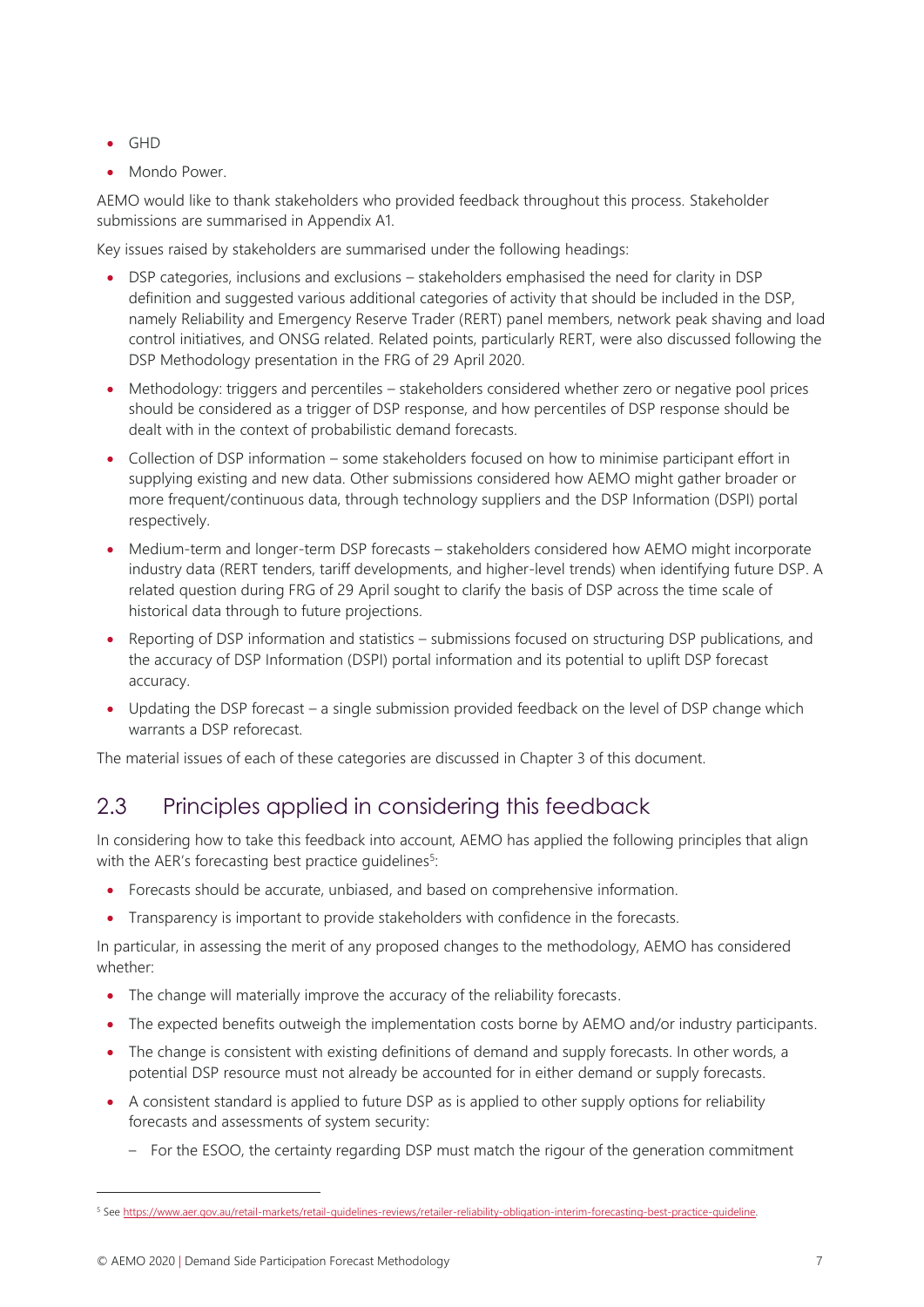- GHD
- Mondo Power.

AEMO would like to thank stakeholders who provided feedback throughout this process. Stakeholder submissions are summarised in Appendix A1.

Key issues raised by stakeholders are summarised under the following headings:

- DSP categories, inclusions and exclusions – stakeholders emphasised the need for clarity in DSP definition and suggested various additional categories of activity that should be included in the DSP, namely Reliability and Emergency Reserve Trader (RERT) panel members, network peak shaving and load control initiatives, and ONSG related. Related points, particularly RERT, were also discussed following the DSP Methodology presentation in the FRG of 29 April 2020.
- Methodology: triggers and percentiles – stakeholders considered whether zero or negative pool prices should be considered as a trigger of DSP response, and how percentiles of DSP response should be dealt with in the context of probabilistic demand forecasts.
- Collection of DSP information – some stakeholders focused on how to minimise participant effort in supplying existing and new data. Other submissions considered how AEMO might gather broader or more frequent/continuous data, through technology suppliers and the DSP Information (DSPI) portal respectively.
- Medium-term and longer-term DSP forecasts – stakeholders considered how AEMO might incorporate industry data (RERT tenders, tariff developments, and higher-level trends) when identifying future DSP. A related question during FRG of 29 April sought to clarify the basis of DSP across the time scale of historical data through to future projections.
- Reporting of DSP information and statistics – submissions focused on structuring DSP publications, and the accuracy of DSP Information (DSPI) portal information and its potential to uplift DSP forecast accuracy.
- Updating the DSP forecast – a single submission provided feedback on the level of DSP change which warrants a DSP reforecast.

The material issues of each of these categories are discussed in Chapter 3 of this document.

## 2.3 Principles applied in considering this feedback

In considering how to take this feedback into account, AEMO has applied the following principles that align with the AER's forecasting best practice guidelines[5]:

- Forecasts should be accurate, unbiased, and based on comprehensive information.
- Transparency is important to provide stakeholders with confidence in the forecasts.

In particular, in assessing the merit of any proposed changes to the methodology, AEMO has considered whether:

- The change will materially improve the accuracy of the reliability forecasts.
- The expected benefits outweigh the implementation costs borne by AEMO and/or industry participants.
- The change is consistent with existing definitions of demand and supply forecasts. In other words, a potential DSP resource must not already be accounted for in either demand or supply forecasts.
- A consistent standard is applied to future DSP as is applied to other supply options for reliability forecasts and assessments of system security:
  - For the ESOO, the certainty regarding DSP must match the rigour of the generation commitment

[5] See https://www.aer.gov.au/retail-markets/retail-guidelines-reviews/retailer-reliability-obligation-interim-forecasting-best-practice-guideline.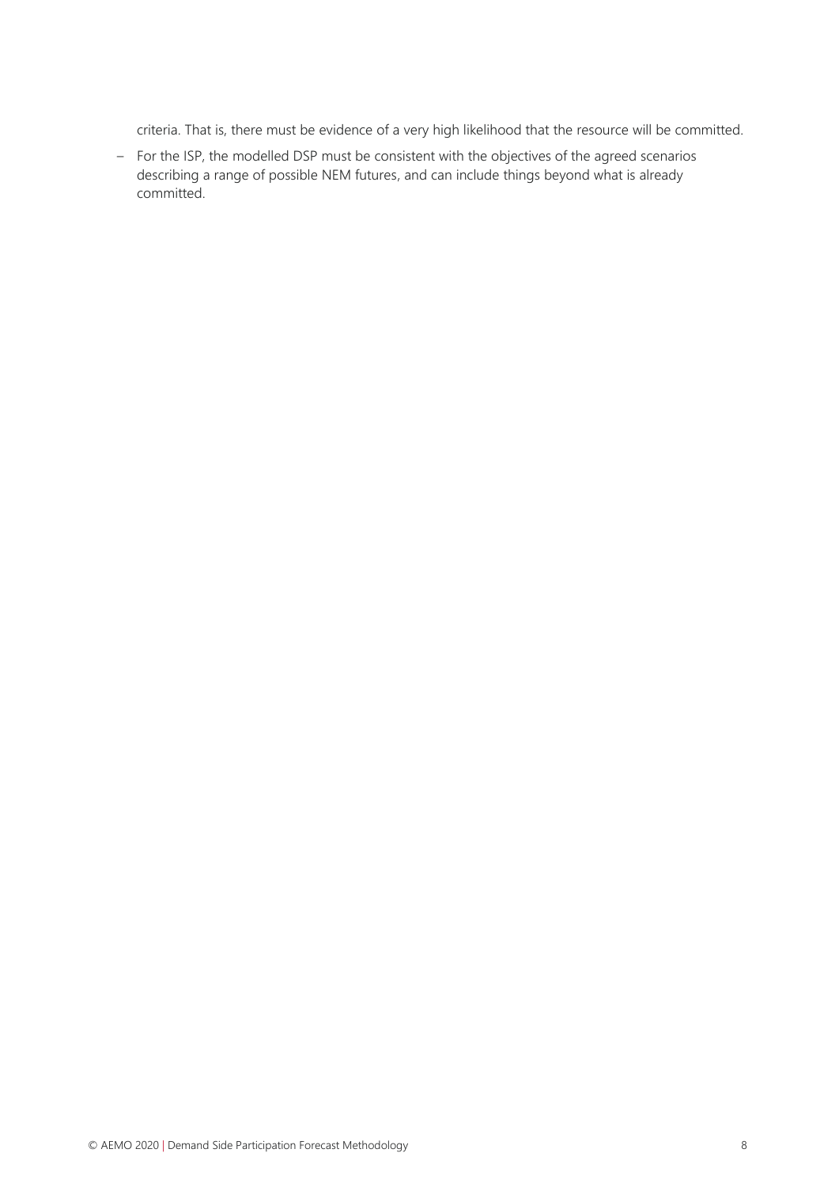criteria. That is, there must be evidence of a very high likelihood that the resource will be committed.

- For the ISP, the modelled DSP must be consistent with the objectives of the agreed scenarios describing a range of possible NEM futures, and can include things beyond what is already committed.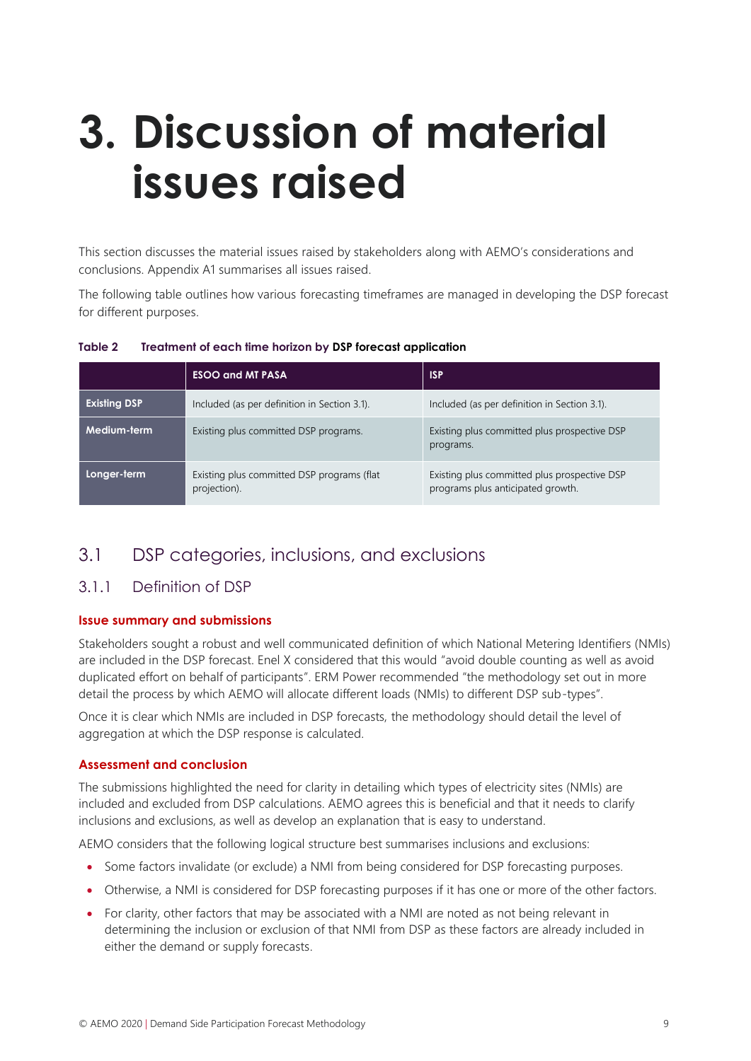# 3. Discussion of material issues raised

This section discusses the material issues raised by stakeholders along with AEMO's considerations and conclusions. Appendix A1 summarises all issues raised.

The following table outlines how various forecasting timeframes are managed in developing the DSP forecast for different purposes.

**Table 2 Treatment of each time horizon by DSP forecast application**

| | ESOO and MT PASA | ISP |
|---|---|---|
| **Existing DSP** | Included (as per definition in Section 3.1). | Included (as per definition in Section 3.1). |
| **Medium-term** | Existing plus committed DSP programs. | Existing plus committed plus prospective DSP programs. |
| **Longer-term** | Existing plus committed DSP programs (flat projection). | Existing plus committed plus prospective DSP programs plus anticipated growth. |

## 3.1 DSP categories, inclusions, and exclusions

### 3.1.1 Definition of DSP

#### Issue summary and submissions

Stakeholders sought a robust and well communicated definition of which National Metering Identifiers (NMIs) are included in the DSP forecast. Enel X considered that this would "avoid double counting as well as avoid duplicated effort on behalf of participants". ERM Power recommended "the methodology set out in more detail the process by which AEMO will allocate different loads (NMIs) to different DSP sub-types".

Once it is clear which NMIs are included in DSP forecasts, the methodology should detail the level of aggregation at which the DSP response is calculated.

#### Assessment and conclusion

The submissions highlighted the need for clarity in detailing which types of electricity sites (NMIs) are included and excluded from DSP calculations. AEMO agrees this is beneficial and that it needs to clarify inclusions and exclusions, as well as develop an explanation that is easy to understand.

AEMO considers that the following logical structure best summarises inclusions and exclusions:

- Some factors invalidate (or exclude) a NMI from being considered for DSP forecasting purposes.
- Otherwise, a NMI is considered for DSP forecasting purposes if it has one or more of the other factors.
- For clarity, other factors that may be associated with a NMI are noted as not being relevant in determining the inclusion or exclusion of that NMI from DSP as these factors are already included in either the demand or supply forecasts.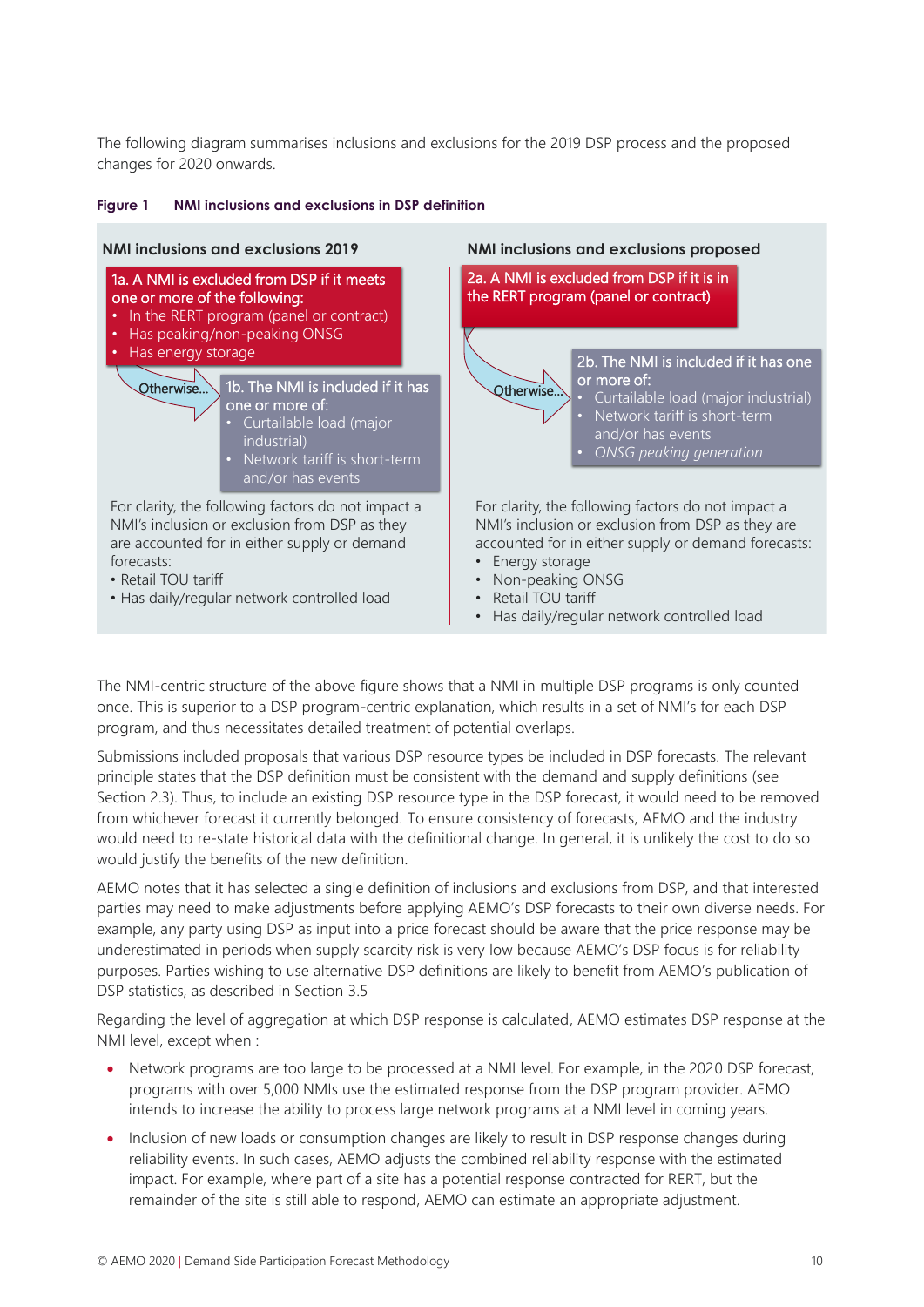The following diagram summarises inclusions and exclusions for the 2019 DSP process and the proposed changes for 2020 onwards.

**Figure 1 NMI inclusions and exclusions in DSP definition**

**NMI inclusions and exclusions 2019**

1a. A NMI is excluded from DSP if it meets one or more of the following:

- In the RERT program (panel or contract)
- Has peaking/non-peaking ONSG
- Has energy storage

Otherwise...

1b. The NMI is included if it has one or more of:

- Curtailable load (major industrial)
- Network tariff is short-term and/or has events

For clarity, the following factors do not impact a NMI's inclusion or exclusion from DSP as they are accounted for in either supply or demand forecasts:

- Retail TOU tariff
- Has daily/regular network controlled load

**NMI inclusions and exclusions proposed**

2a. A NMI is excluded from DSP if it is in the RERT program (panel or contract)

Otherwise...

2b. The NMI is included if it has one or more of:

- Curtailable load (major industrial)
- Network tariff is short-term and/or has events
- *ONSG peaking generation*

For clarity, the following factors do not impact a NMI's inclusion or exclusion from DSP as they are accounted for in either supply or demand forecasts:

- Energy storage
- Non-peaking ONSG
- Retail TOU tariff
- Has daily/regular network controlled load

The NMI-centric structure of the above figure shows that a NMI in multiple DSP programs is only counted once. This is superior to a DSP program-centric explanation, which results in a set of NMI's for each DSP program, and thus necessitates detailed treatment of potential overlaps.

Submissions included proposals that various DSP resource types be included in DSP forecasts. The relevant principle states that the DSP definition must be consistent with the demand and supply definitions (see Section 2.3). Thus, to include an existing DSP resource type in the DSP forecast, it would need to be removed from whichever forecast it currently belonged. To ensure consistency of forecasts, AEMO and the industry would need to re-state historical data with the definitional change. In general, it is unlikely the cost to do so would justify the benefits of the new definition.

AEMO notes that it has selected a single definition of inclusions and exclusions from DSP, and that interested parties may need to make adjustments before applying AEMO's DSP forecasts to their own diverse needs. For example, any party using DSP as input into a price forecast should be aware that the price response may be underestimated in periods when supply scarcity risk is very low because AEMO's DSP focus is for reliability purposes. Parties wishing to use alternative DSP definitions are likely to benefit from AEMO's publication of DSP statistics, as described in Section 3.5

Regarding the level of aggregation at which DSP response is calculated, AEMO estimates DSP response at the NMI level, except when :

- Network programs are too large to be processed at a NMI level. For example, in the 2020 DSP forecast, programs with over 5,000 NMIs use the estimated response from the DSP program provider. AEMO intends to increase the ability to process large network programs at a NMI level in coming years.
- Inclusion of new loads or consumption changes are likely to result in DSP response changes during reliability events. In such cases, AEMO adjusts the combined reliability response with the estimated impact. For example, where part of a site has a potential response contracted for RERT, but the remainder of the site is still able to respond, AEMO can estimate an appropriate adjustment.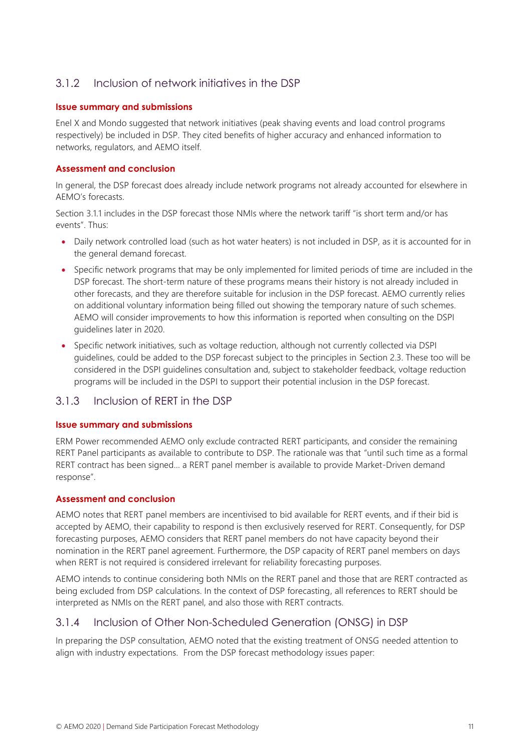### 3.1.2 Inclusion of network initiatives in the DSP

**Issue summary and submissions**

Enel X and Mondo suggested that network initiatives (peak shaving events and load control programs respectively) be included in DSP. They cited benefits of higher accuracy and enhanced information to networks, regulators, and AEMO itself.

**Assessment and conclusion**

In general, the DSP forecast does already include network programs not already accounted for elsewhere in AEMO's forecasts.

Section 3.1.1 includes in the DSP forecast those NMIs where the network tariff "is short term and/or has events". Thus:

- Daily network controlled load (such as hot water heaters) is not included in DSP, as it is accounted for in the general demand forecast.
- Specific network programs that may be only implemented for limited periods of time are included in the DSP forecast. The short-term nature of these programs means their history is not already included in other forecasts, and they are therefore suitable for inclusion in the DSP forecast. AEMO currently relies on additional voluntary information being filled out showing the temporary nature of such schemes. AEMO will consider improvements to how this information is reported when consulting on the DSPI guidelines later in 2020.
- Specific network initiatives, such as voltage reduction, although not currently collected via DSPI guidelines, could be added to the DSP forecast subject to the principles in Section 2.3. These too will be considered in the DSPI guidelines consultation and, subject to stakeholder feedback, voltage reduction programs will be included in the DSPI to support their potential inclusion in the DSP forecast.

### 3.1.3 Inclusion of RERT in the DSP

**Issue summary and submissions**

ERM Power recommended AEMO only exclude contracted RERT participants, and consider the remaining RERT Panel participants as available to contribute to DSP. The rationale was that "until such time as a formal RERT contract has been signed… a RERT panel member is available to provide Market-Driven demand response".

**Assessment and conclusion**

AEMO notes that RERT panel members are incentivised to bid available for RERT events, and if their bid is accepted by AEMO, their capability to respond is then exclusively reserved for RERT. Consequently, for DSP forecasting purposes, AEMO considers that RERT panel members do not have capacity beyond their nomination in the RERT panel agreement. Furthermore, the DSP capacity of RERT panel members on days when RERT is not required is considered irrelevant for reliability forecasting purposes.

AEMO intends to continue considering both NMIs on the RERT panel and those that are RERT contracted as being excluded from DSP calculations. In the context of DSP forecasting, all references to RERT should be interpreted as NMIs on the RERT panel, and also those with RERT contracts.

### 3.1.4 Inclusion of Other Non-Scheduled Generation (ONSG) in DSP

In preparing the DSP consultation, AEMO noted that the existing treatment of ONSG needed attention to align with industry expectations. From the DSP forecast methodology issues paper: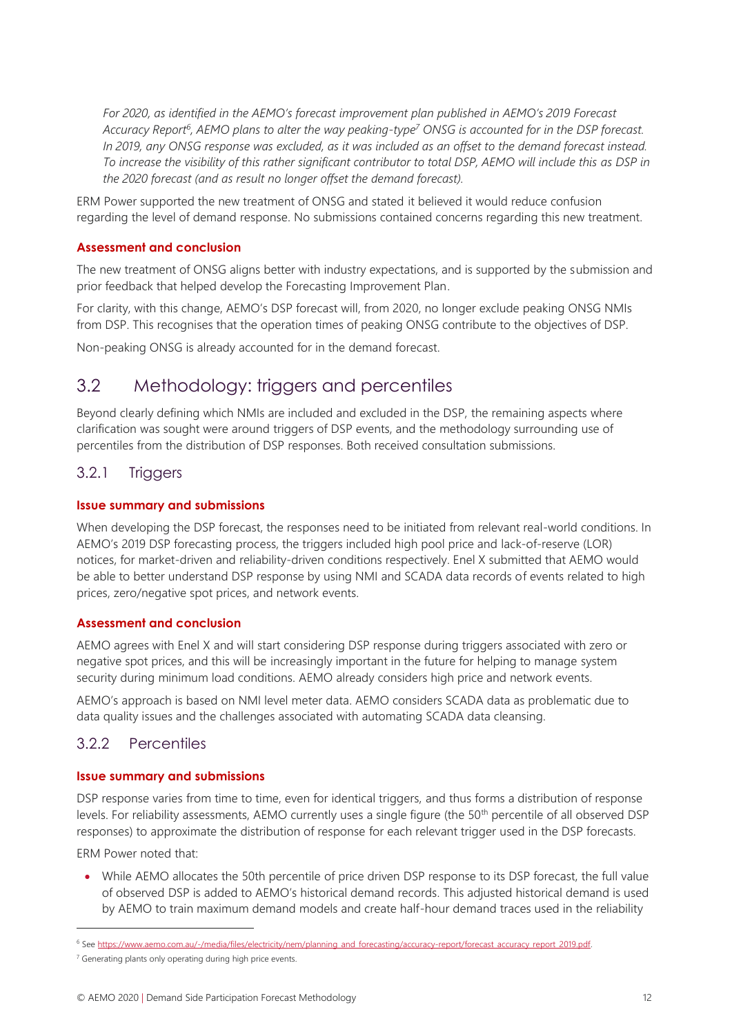*For 2020, as identified in the AEMO's forecast improvement plan published in AEMO's 2019 Forecast Accuracy Report[6], AEMO plans to alter the way peaking-type[7] ONSG is accounted for in the DSP forecast. In 2019, any ONSG response was excluded, as it was included as an offset to the demand forecast instead. To increase the visibility of this rather significant contributor to total DSP, AEMO will include this as DSP in the 2020 forecast (and as result no longer offset the demand forecast).*

ERM Power supported the new treatment of ONSG and stated it believed it would reduce confusion regarding the level of demand response. No submissions contained concerns regarding this new treatment.

#### Assessment and conclusion

The new treatment of ONSG aligns better with industry expectations, and is supported by the submission and prior feedback that helped develop the Forecasting Improvement Plan.

For clarity, with this change, AEMO's DSP forecast will, from 2020, no longer exclude peaking ONSG NMIs from DSP. This recognises that the operation times of peaking ONSG contribute to the objectives of DSP.

Non-peaking ONSG is already accounted for in the demand forecast.

## 3.2 Methodology: triggers and percentiles

Beyond clearly defining which NMIs are included and excluded in the DSP, the remaining aspects where clarification was sought were around triggers of DSP events, and the methodology surrounding use of percentiles from the distribution of DSP responses. Both received consultation submissions.

### 3.2.1 Triggers

#### Issue summary and submissions

When developing the DSP forecast, the responses need to be initiated from relevant real-world conditions. In AEMO's 2019 DSP forecasting process, the triggers included high pool price and lack-of-reserve (LOR) notices, for market-driven and reliability-driven conditions respectively. Enel X submitted that AEMO would be able to better understand DSP response by using NMI and SCADA data records of events related to high prices, zero/negative spot prices, and network events.

#### Assessment and conclusion

AEMO agrees with Enel X and will start considering DSP response during triggers associated with zero or negative spot prices, and this will be increasingly important in the future for helping to manage system security during minimum load conditions. AEMO already considers high price and network events.

AEMO's approach is based on NMI level meter data. AEMO considers SCADA data as problematic due to data quality issues and the challenges associated with automating SCADA data cleansing.

### 3.2.2 Percentiles

#### Issue summary and submissions

DSP response varies from time to time, even for identical triggers, and thus forms a distribution of response levels. For reliability assessments, AEMO currently uses a single figure (the 50th percentile of all observed DSP responses) to approximate the distribution of response for each relevant trigger used in the DSP forecasts.

ERM Power noted that:

- While AEMO allocates the 50th percentile of price driven DSP response to its DSP forecast, the full value of observed DSP is added to AEMO's historical demand records. This adjusted historical demand is used by AEMO to train maximum demand models and create half-hour demand traces used in the reliability

---

[6] See https://www.aemo.com.au/-/media/files/electricity/nem/planning_and_forecasting/accuracy-report/forecast_accuracy_report_2019.pdf.

[7] Generating plants only operating during high price events.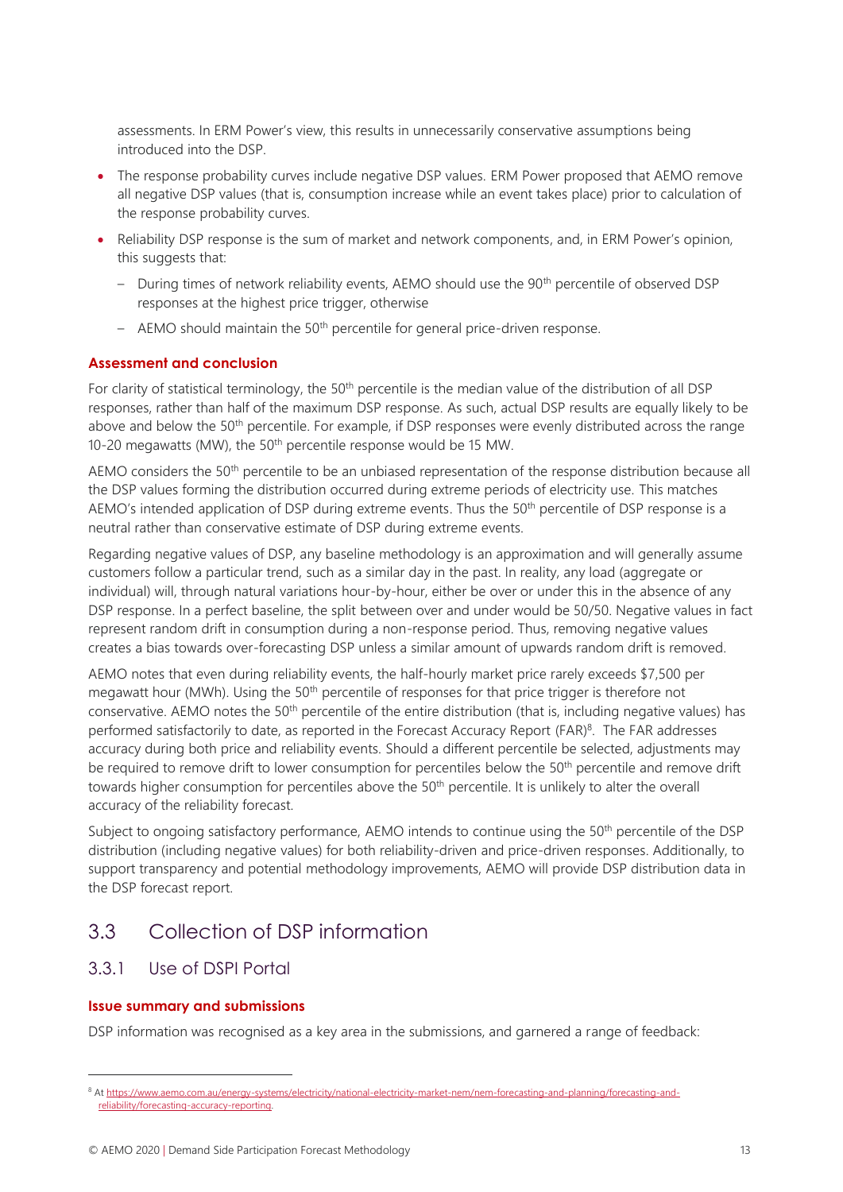assessments. In ERM Power's view, this results in unnecessarily conservative assumptions being introduced into the DSP.

- The response probability curves include negative DSP values. ERM Power proposed that AEMO remove all negative DSP values (that is, consumption increase while an event takes place) prior to calculation of the response probability curves.
- Reliability DSP response is the sum of market and network components, and, in ERM Power's opinion, this suggests that:
  - During times of network reliability events, AEMO should use the 90th percentile of observed DSP responses at the highest price trigger, otherwise
  - AEMO should maintain the 50th percentile for general price-driven response.

#### Assessment and conclusion

For clarity of statistical terminology, the 50th percentile is the median value of the distribution of all DSP responses, rather than half of the maximum DSP response. As such, actual DSP results are equally likely to be above and below the 50th percentile. For example, if DSP responses were evenly distributed across the range 10-20 megawatts (MW), the 50th percentile response would be 15 MW.

AEMO considers the 50th percentile to be an unbiased representation of the response distribution because all the DSP values forming the distribution occurred during extreme periods of electricity use. This matches AEMO's intended application of DSP during extreme events. Thus the 50th percentile of DSP response is a neutral rather than conservative estimate of DSP during extreme events.

Regarding negative values of DSP, any baseline methodology is an approximation and will generally assume customers follow a particular trend, such as a similar day in the past. In reality, any load (aggregate or individual) will, through natural variations hour-by-hour, either be over or under this in the absence of any DSP response. In a perfect baseline, the split between over and under would be 50/50. Negative values in fact represent random drift in consumption during a non-response period. Thus, removing negative values creates a bias towards over-forecasting DSP unless a similar amount of upwards random drift is removed.

AEMO notes that even during reliability events, the half-hourly market price rarely exceeds $7,500 per megawatt hour (MWh). Using the 50th percentile of responses for that price trigger is therefore not conservative. AEMO notes the 50th percentile of the entire distribution (that is, including negative values) has performed satisfactorily to date, as reported in the Forecast Accuracy Report (FAR)[8]. The FAR addresses accuracy during both price and reliability events. Should a different percentile be selected, adjustments may be required to remove drift to lower consumption for percentiles below the 50th percentile and remove drift towards higher consumption for percentiles above the 50th percentile. It is unlikely to alter the overall accuracy of the reliability forecast.

Subject to ongoing satisfactory performance, AEMO intends to continue using the 50th percentile of the DSP distribution (including negative values) for both reliability-driven and price-driven responses. Additionally, to support transparency and potential methodology improvements, AEMO will provide DSP distribution data in the DSP forecast report.

## 3.3 Collection of DSP information

### 3.3.1 Use of DSPI Portal

#### Issue summary and submissions

DSP information was recognised as a key area in the submissions, and garnered a range of feedback:

[8] At https://www.aemo.com.au/energy-systems/electricity/national-electricity-market-nem/nem-forecasting-and-planning/forecasting-and-reliability/forecasting-accuracy-reporting.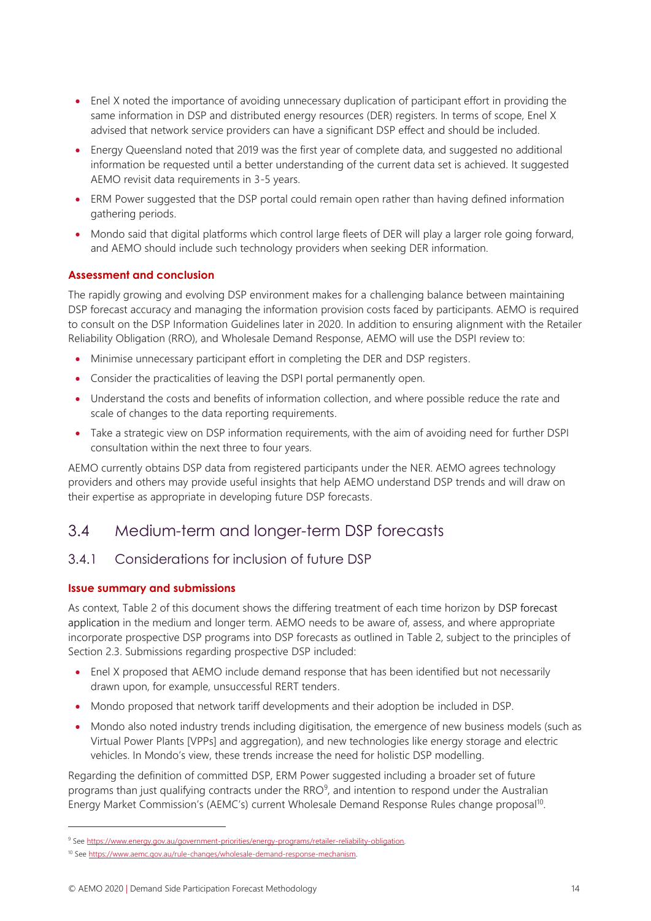- Enel X noted the importance of avoiding unnecessary duplication of participant effort in providing the same information in DSP and distributed energy resources (DER) registers. In terms of scope, Enel X advised that network service providers can have a significant DSP effect and should be included.
- Energy Queensland noted that 2019 was the first year of complete data, and suggested no additional information be requested until a better understanding of the current data set is achieved. It suggested AEMO revisit data requirements in 3-5 years.
- ERM Power suggested that the DSP portal could remain open rather than having defined information gathering periods.
- Mondo said that digital platforms which control large fleets of DER will play a larger role going forward, and AEMO should include such technology providers when seeking DER information.

#### Assessment and conclusion

The rapidly growing and evolving DSP environment makes for a challenging balance between maintaining DSP forecast accuracy and managing the information provision costs faced by participants. AEMO is required to consult on the DSP Information Guidelines later in 2020. In addition to ensuring alignment with the Retailer Reliability Obligation (RRO), and Wholesale Demand Response, AEMO will use the DSPI review to:

- Minimise unnecessary participant effort in completing the DER and DSP registers.
- Consider the practicalities of leaving the DSPI portal permanently open.
- Understand the costs and benefits of information collection, and where possible reduce the rate and scale of changes to the data reporting requirements.
- Take a strategic view on DSP information requirements, with the aim of avoiding need for further DSPI consultation within the next three to four years.

AEMO currently obtains DSP data from registered participants under the NER. AEMO agrees technology providers and others may provide useful insights that help AEMO understand DSP trends and will draw on their expertise as appropriate in developing future DSP forecasts.

## 3.4 Medium-term and longer-term DSP forecasts

### 3.4.1 Considerations for inclusion of future DSP

#### Issue summary and submissions

As context, Table 2 of this document shows the differing treatment of each time horizon by DSP forecast application in the medium and longer term. AEMO needs to be aware of, assess, and where appropriate incorporate prospective DSP programs into DSP forecasts as outlined in Table 2, subject to the principles of Section 2.3. Submissions regarding prospective DSP included:

- Enel X proposed that AEMO include demand response that has been identified but not necessarily drawn upon, for example, unsuccessful RERT tenders.
- Mondo proposed that network tariff developments and their adoption be included in DSP.
- Mondo also noted industry trends including digitisation, the emergence of new business models (such as Virtual Power Plants [VPPs] and aggregation), and new technologies like energy storage and electric vehicles. In Mondo's view, these trends increase the need for holistic DSP modelling.

Regarding the definition of committed DSP, ERM Power suggested including a broader set of future programs than just qualifying contracts under the RRO[9], and intention to respond under the Australian Energy Market Commission's (AEMC's) current Wholesale Demand Response Rules change proposal[10].

---

[9] See https://www.energy.gov.au/government-priorities/energy-programs/retailer-reliability-obligation.

[10] See https://www.aemc.gov.au/rule-changes/wholesale-demand-response-mechanism.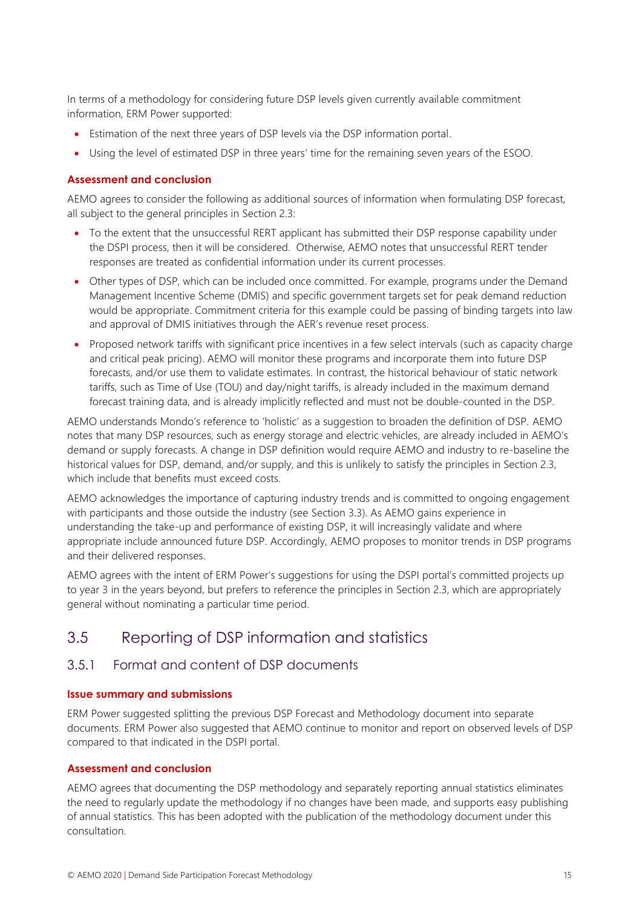In terms of a methodology for considering future DSP levels given currently available commitment information, ERM Power supported:

- Estimation of the next three years of DSP levels via the DSP information portal.
- Using the level of estimated DSP in three years' time for the remaining seven years of the ESOO.

#### Assessment and conclusion

AEMO agrees to consider the following as additional sources of information when formulating DSP forecast, all subject to the general principles in Section 2.3:

- To the extent that the unsuccessful RERT applicant has submitted their DSP response capability under the DSPI process, then it will be considered. Otherwise, AEMO notes that unsuccessful RERT tender responses are treated as confidential information under its current processes.
- Other types of DSP, which can be included once committed. For example, programs under the Demand Management Incentive Scheme (DMIS) and specific government targets set for peak demand reduction would be appropriate. Commitment criteria for this example could be passing of binding targets into law and approval of DMIS initiatives through the AER's revenue reset process.
- Proposed network tariffs with significant price incentives in a few select intervals (such as capacity charge and critical peak pricing). AEMO will monitor these programs and incorporate them into future DSP forecasts, and/or use them to validate estimates. In contrast, the historical behaviour of static network tariffs, such as Time of Use (TOU) and day/night tariffs, is already included in the maximum demand forecast training data, and is already implicitly reflected and must not be double-counted in the DSP.

AEMO understands Mondo's reference to 'holistic' as a suggestion to broaden the definition of DSP. AEMO notes that many DSP resources, such as energy storage and electric vehicles, are already included in AEMO's demand or supply forecasts. A change in DSP definition would require AEMO and industry to re-baseline the historical values for DSP, demand, and/or supply, and this is unlikely to satisfy the principles in Section 2.3, which include that benefits must exceed costs.

AEMO acknowledges the importance of capturing industry trends and is committed to ongoing engagement with participants and those outside the industry (see Section 3.3). As AEMO gains experience in understanding the take-up and performance of existing DSP, it will increasingly validate and where appropriate include announced future DSP. Accordingly, AEMO proposes to monitor trends in DSP programs and their delivered responses.

AEMO agrees with the intent of ERM Power's suggestions for using the DSPI portal's committed projects up to year 3 in the years beyond, but prefers to reference the principles in Section 2.3, which are appropriately general without nominating a particular time period.

## 3.5 Reporting of DSP information and statistics

### 3.5.1 Format and content of DSP documents

#### Issue summary and submissions

ERM Power suggested splitting the previous DSP Forecast and Methodology document into separate documents. ERM Power also suggested that AEMO continue to monitor and report on observed levels of DSP compared to that indicated in the DSPI portal.

#### Assessment and conclusion

AEMO agrees that documenting the DSP methodology and separately reporting annual statistics eliminates the need to regularly update the methodology if no changes have been made, and supports easy publishing of annual statistics. This has been adopted with the publication of the methodology document under this consultation.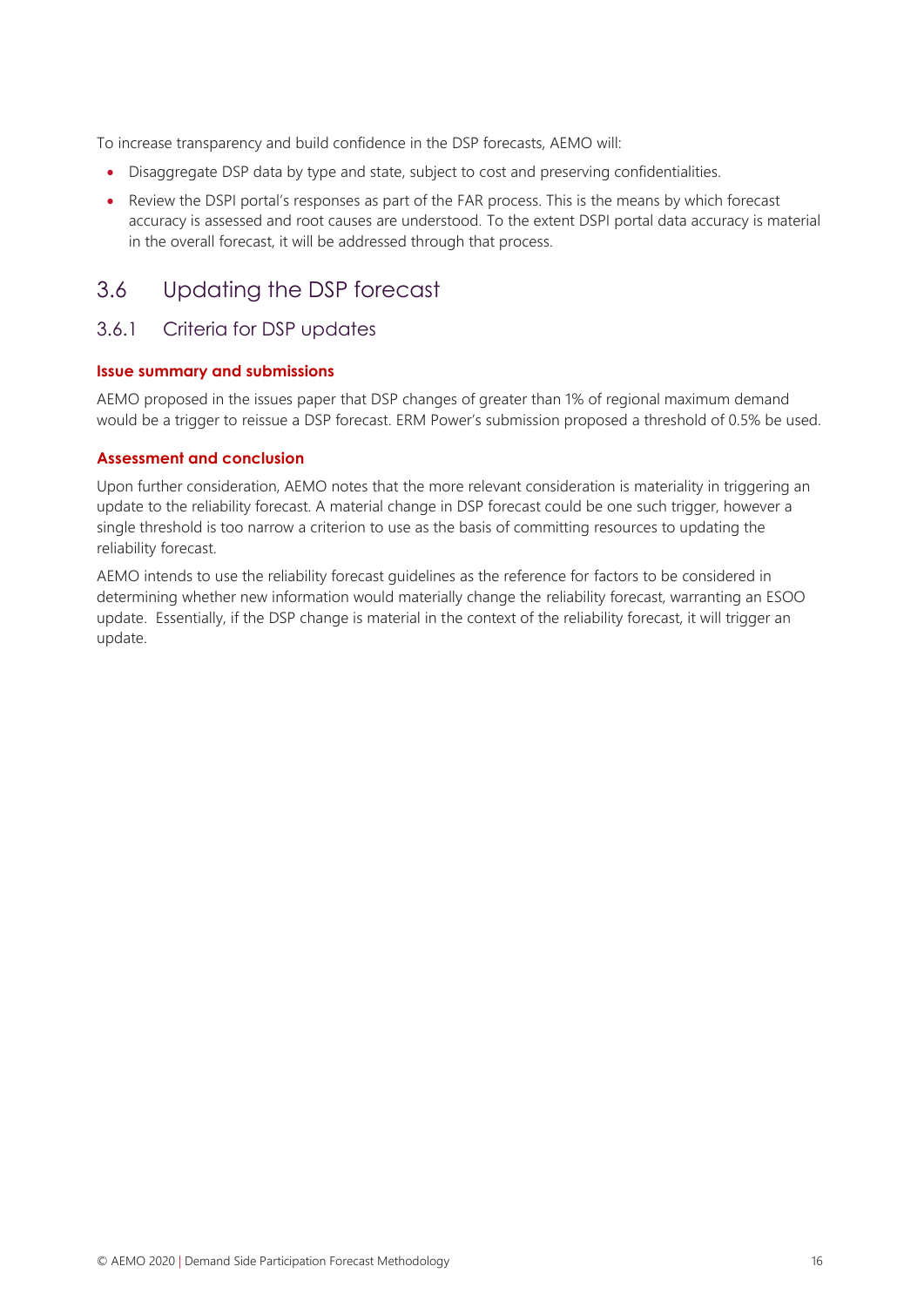To increase transparency and build confidence in the DSP forecasts, AEMO will:

- Disaggregate DSP data by type and state, subject to cost and preserving confidentialities.
- Review the DSPI portal's responses as part of the FAR process. This is the means by which forecast accuracy is assessed and root causes are understood. To the extent DSPI portal data accuracy is material in the overall forecast, it will be addressed through that process.

## 3.6 Updating the DSP forecast

### 3.6.1 Criteria for DSP updates

**Issue summary and submissions**

AEMO proposed in the issues paper that DSP changes of greater than 1% of regional maximum demand would be a trigger to reissue a DSP forecast. ERM Power's submission proposed a threshold of 0.5% be used.

**Assessment and conclusion**

Upon further consideration, AEMO notes that the more relevant consideration is materiality in triggering an update to the reliability forecast. A material change in DSP forecast could be one such trigger, however a single threshold is too narrow a criterion to use as the basis of committing resources to updating the reliability forecast.

AEMO intends to use the reliability forecast guidelines as the reference for factors to be considered in determining whether new information would materially change the reliability forecast, warranting an ESOO update. Essentially, if the DSP change is material in the context of the reliability forecast, it will trigger an update.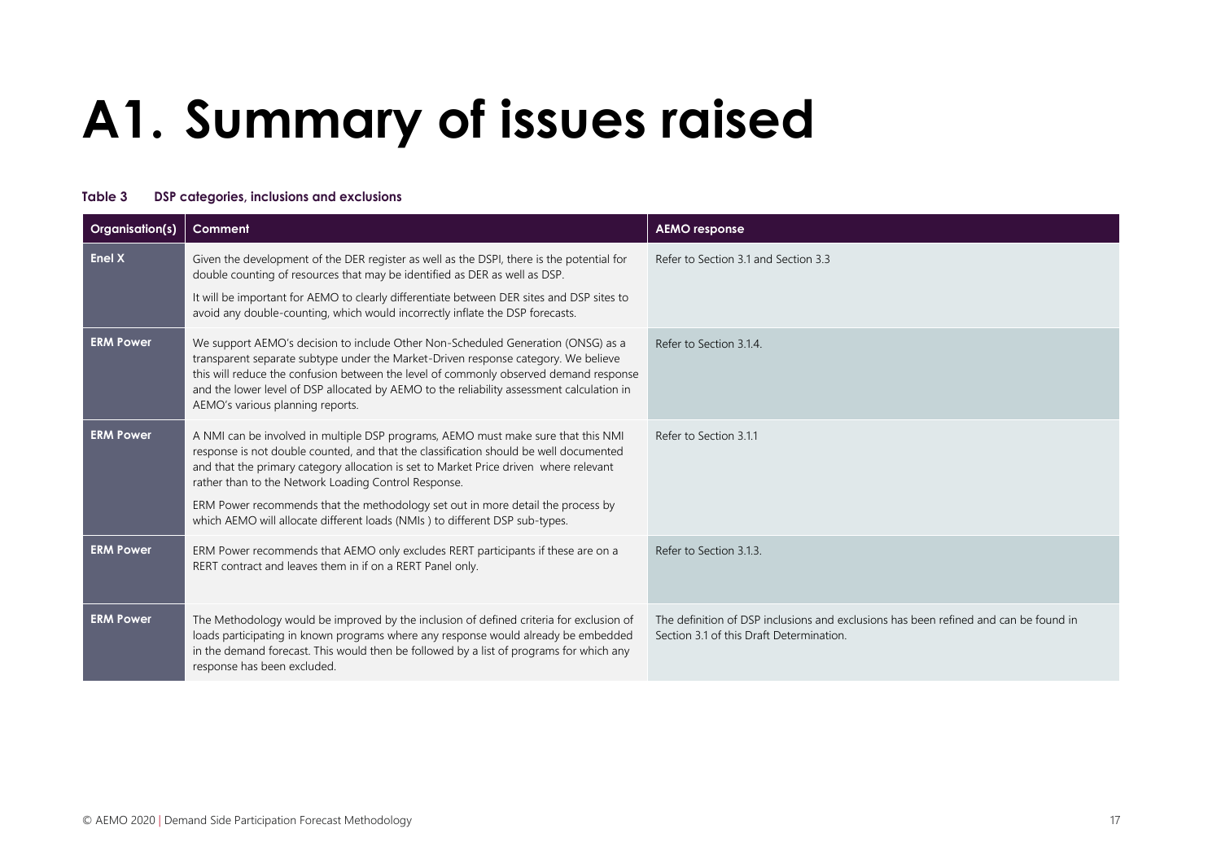# A1. Summary of issues raised

**Table 3 DSP categories, inclusions and exclusions**

| Organisation(s) | Comment | AEMO response |
|---|---|---|
| **Enel X** | Given the development of the DER register as well as the DSPI, there is the potential for double counting of resources that may be identified as DER as well as DSP. It will be important for AEMO to clearly differentiate between DER sites and DSP sites to avoid any double-counting, which would incorrectly inflate the DSP forecasts. | Refer to Section 3.1 and Section 3.3 |
| **ERM Power** | We support AEMO's decision to include Other Non-Scheduled Generation (ONSG) as a transparent separate subtype under the Market-Driven response category. We believe this will reduce the confusion between the level of commonly observed demand response and the lower level of DSP allocated by AEMO to the reliability assessment calculation in AEMO's various planning reports. | Refer to Section 3.1.4. |
| **ERM Power** | A NMI can be involved in multiple DSP programs, AEMO must make sure that this NMI response is not double counted, and that the classification should be well documented and that the primary category allocation is set to Market Price driven where relevant rather than to the Network Loading Control Response. ERM Power recommends that the methodology set out in more detail the process by which AEMO will allocate different loads (NMIs ) to different DSP sub-types. | Refer to Section 3.1.1 |
| **ERM Power** | ERM Power recommends that AEMO only excludes RERT participants if these are on a RERT contract and leaves them in if on a RERT Panel only. | Refer to Section 3.1.3. |
| **ERM Power** | The Methodology would be improved by the inclusion of defined criteria for exclusion of loads participating in known programs where any response would already be embedded in the demand forecast. This would then be followed by a list of programs for which any response has been excluded. | The definition of DSP inclusions and exclusions has been refined and can be found in Section 3.1 of this Draft Determination. |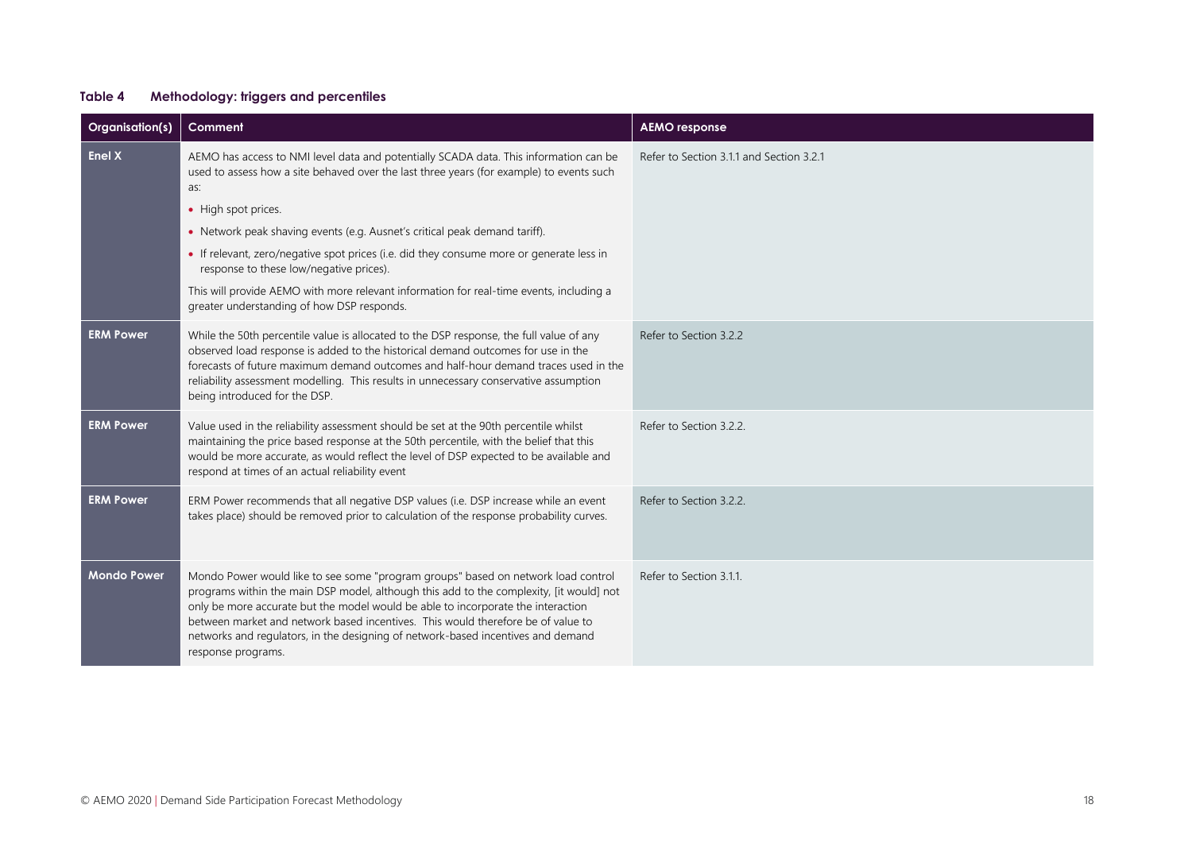**Table 4 Methodology: triggers and percentiles**

| Organisation(s) | Comment | AEMO response |
|---|---|---|
| **Enel X** | AEMO has access to NMI level data and potentially SCADA data. This information can be used to assess how a site behaved over the last three years (for example) to events such as:<br>• High spot prices.<br>• Network peak shaving events (e.g. Ausnet's critical peak demand tariff).<br>• If relevant, zero/negative spot prices (i.e. did they consume more or generate less in response to these low/negative prices).<br>This will provide AEMO with more relevant information for real-time events, including a greater understanding of how DSP responds. | Refer to Section 3.1.1 and Section 3.2.1 |
| **ERM Power** | While the 50th percentile value is allocated to the DSP response, the full value of any observed load response is added to the historical demand outcomes for use in the forecasts of future maximum demand outcomes and half-hour demand traces used in the reliability assessment modelling. This results in unnecessary conservative assumption being introduced for the DSP. | Refer to Section 3.2.2 |
| **ERM Power** | Value used in the reliability assessment should be set at the 90th percentile whilst maintaining the price based response at the 50th percentile, with the belief that this would be more accurate, as would reflect the level of DSP expected to be available and respond at times of an actual reliability event | Refer to Section 3.2.2. |
| **ERM Power** | ERM Power recommends that all negative DSP values (i.e. DSP increase while an event takes place) should be removed prior to calculation of the response probability curves. | Refer to Section 3.2.2. |
| **Mondo Power** | Mondo Power would like to see some "program groups" based on network load control programs within the main DSP model, although this add to the complexity, [it would] not only be more accurate but the model would be able to incorporate the interaction between market and network based incentives. This would therefore be of value to networks and regulators, in the designing of network-based incentives and demand response programs. | Refer to Section 3.1.1. |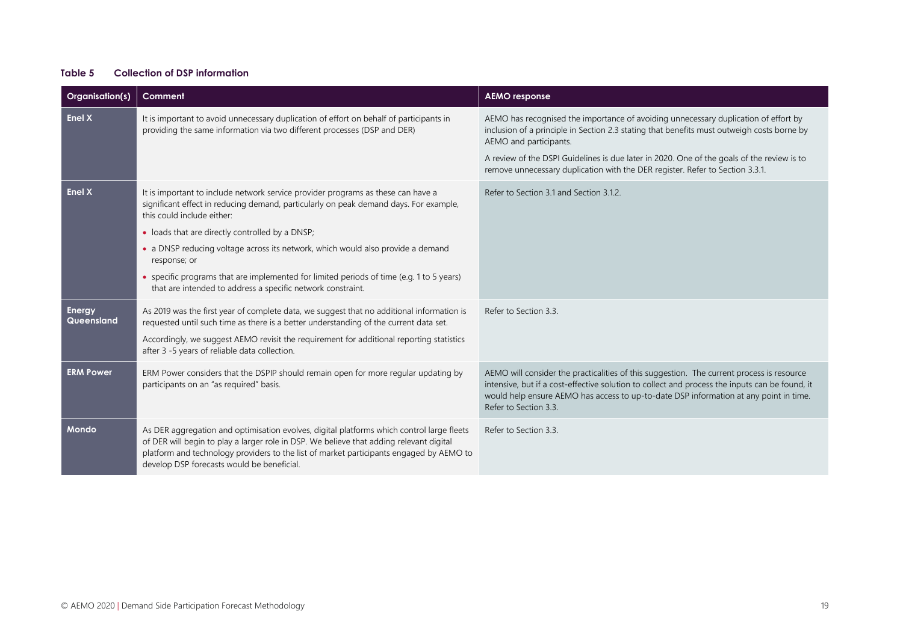**Table 5 Collection of DSP information**

| Organisation(s) | Comment | AEMO response |
| --- | --- | --- |
| **Enel X** | It is important to avoid unnecessary duplication of effort on behalf of participants in providing the same information via two different processes (DSP and DER) | AEMO has recognised the importance of avoiding unnecessary duplication of effort by inclusion of a principle in Section 2.3 stating that benefits must outweigh costs borne by AEMO and participants.<br><br>A review of the DSPI Guidelines is due later in 2020. One of the goals of the review is to remove unnecessary duplication with the DER register. Refer to Section 3.3.1. |
| **Enel X** | It is important to include network service provider programs as these can have a significant effect in reducing demand, particularly on peak demand days. For example, this could include either:<br>• loads that are directly controlled by a DNSP;<br>• a DNSP reducing voltage across its network, which would also provide a demand response; or<br>• specific programs that are implemented for limited periods of time (e.g. 1 to 5 years) that are intended to address a specific network constraint. | Refer to Section 3.1 and Section 3.1.2. |
| **Energy Queensland** | As 2019 was the first year of complete data, we suggest that no additional information is requested until such time as there is a better understanding of the current data set.<br><br>Accordingly, we suggest AEMO revisit the requirement for additional reporting statistics after 3 -5 years of reliable data collection. | Refer to Section 3.3. |
| **ERM Power** | ERM Power considers that the DSPIP should remain open for more regular updating by participants on an "as required" basis. | AEMO will consider the practicalities of this suggestion. The current process is resource intensive, but if a cost-effective solution to collect and process the inputs can be found, it would help ensure AEMO has access to up-to-date DSP information at any point in time. Refer to Section 3.3. |
| **Mondo** | As DER aggregation and optimisation evolves, digital platforms which control large fleets of DER will begin to play a larger role in DSP. We believe that adding relevant digital platform and technology providers to the list of market participants engaged by AEMO to develop DSP forecasts would be beneficial. | Refer to Section 3.3. |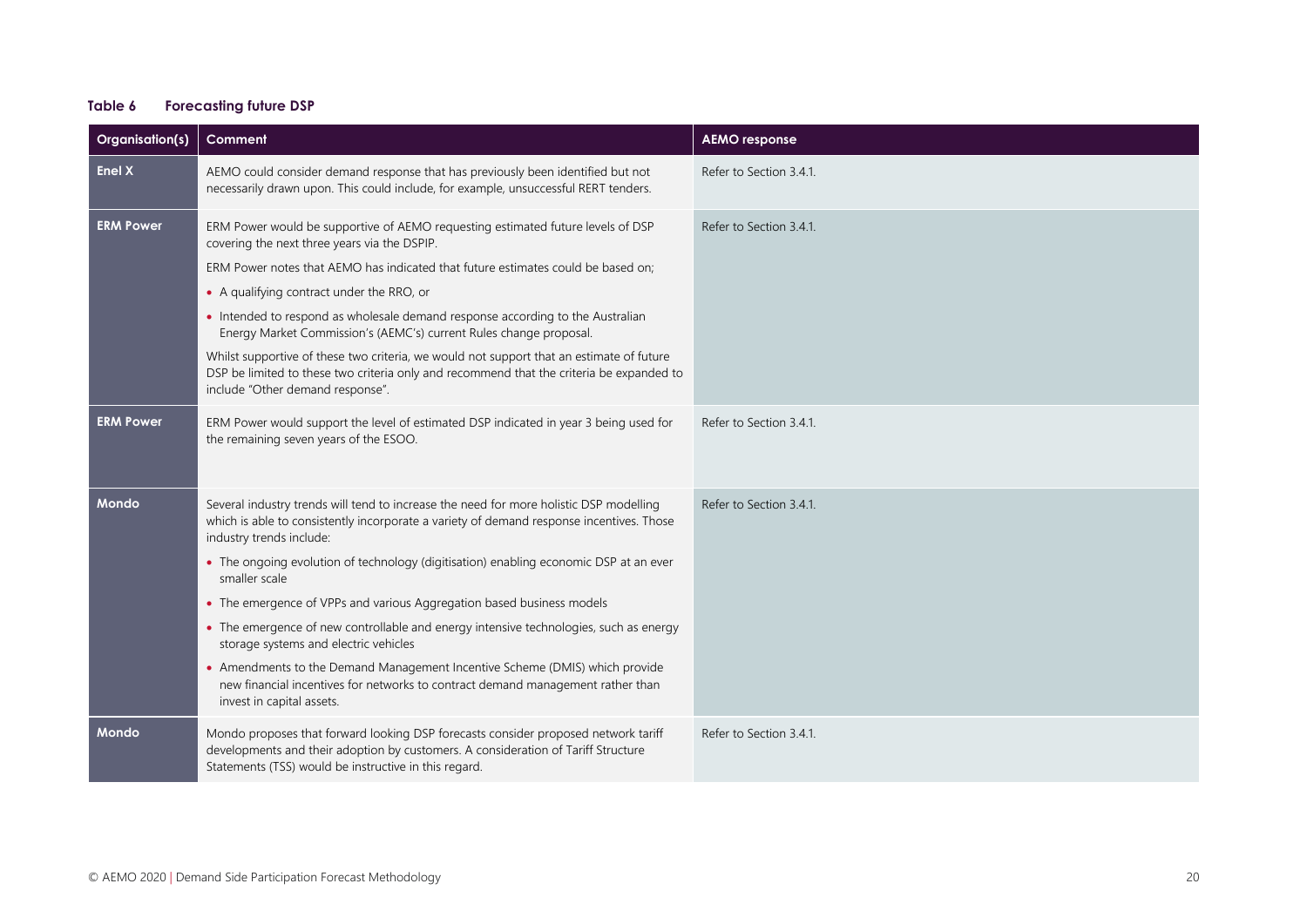**Table 6 Forecasting future DSP**

| Organisation(s) | Comment | AEMO response |
|---|---|---|
| **Enel X** | AEMO could consider demand response that has previously been identified but not necessarily drawn upon. This could include, for example, unsuccessful RERT tenders. | Refer to Section 3.4.1. |
| **ERM Power** | ERM Power would be supportive of AEMO requesting estimated future levels of DSP covering the next three years via the DSPIP.<br><br>ERM Power notes that AEMO has indicated that future estimates could be based on;<br><br>• A qualifying contract under the RRO, or<br>• Intended to respond as wholesale demand response according to the Australian Energy Market Commission's (AEMC's) current Rules change proposal.<br><br>Whilst supportive of these two criteria, we would not support that an estimate of future DSP be limited to these two criteria only and recommend that the criteria be expanded to include "Other demand response". | Refer to Section 3.4.1. |
| **ERM Power** | ERM Power would support the level of estimated DSP indicated in year 3 being used for the remaining seven years of the ESOO. | Refer to Section 3.4.1. |
| **Mondo** | Several industry trends will tend to increase the need for more holistic DSP modelling which is able to consistently incorporate a variety of demand response incentives. Those industry trends include:<br><br>• The ongoing evolution of technology (digitisation) enabling economic DSP at an ever smaller scale<br>• The emergence of VPPs and various Aggregation based business models<br>• The emergence of new controllable and energy intensive technologies, such as energy storage systems and electric vehicles<br>• Amendments to the Demand Management Incentive Scheme (DMIS) which provide new financial incentives for networks to contract demand management rather than invest in capital assets. | Refer to Section 3.4.1. |
| **Mondo** | Mondo proposes that forward looking DSP forecasts consider proposed network tariff developments and their adoption by customers. A consideration of Tariff Structure Statements (TSS) would be instructive in this regard. | Refer to Section 3.4.1. |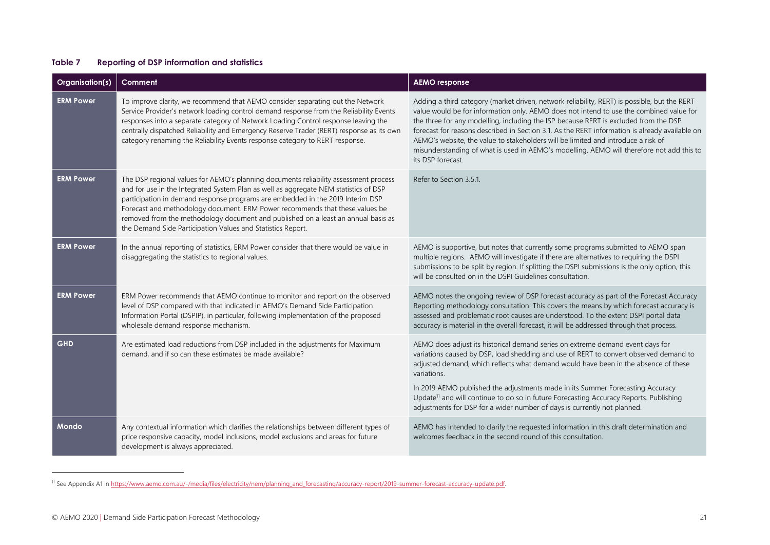**Table 7 Reporting of DSP information and statistics**

| Organisation(s) | Comment | AEMO response |
|---|---|---|
| **ERM Power** | To improve clarity, we recommend that AEMO consider separating out the Network Service Provider's network loading control demand response from the Reliability Events responses into a separate category of Network Loading Control response leaving the centrally dispatched Reliability and Emergency Reserve Trader (RERT) response as its own category renaming the Reliability Events response category to RERT response. | Adding a third category (market driven, network reliability, RERT) is possible, but the RERT value would be for information only. AEMO does not intend to use the combined value for the three for any modelling, including the ISP because RERT is excluded from the DSP forecast for reasons described in Section 3.1. As the RERT information is already available on AEMO's website, the value to stakeholders will be limited and introduce a risk of misunderstanding of what is used in AEMO's modelling. AEMO will therefore not add this to its DSP forecast. |
| **ERM Power** | The DSP regional values for AEMO's planning documents reliability assessment process and for use in the Integrated System Plan as well as aggregate NEM statistics of DSP participation in demand response programs are embedded in the 2019 Interim DSP Forecast and methodology document. ERM Power recommends that these values be removed from the methodology document and published on a least an annual basis as the Demand Side Participation Values and Statistics Report. | Refer to Section 3.5.1. |
| **ERM Power** | In the annual reporting of statistics, ERM Power consider that there would be value in disaggregating the statistics to regional values. | AEMO is supportive, but notes that currently some programs submitted to AEMO span multiple regions. AEMO will investigate if there are alternatives to requiring the DSPI submissions to be split by region. If splitting the DSPI submissions is the only option, this will be consulted on in the DSPI Guidelines consultation. |
| **ERM Power** | ERM Power recommends that AEMO continue to monitor and report on the observed level of DSP compared with that indicated in AEMO's Demand Side Participation Information Portal (DSPIP), in particular, following implementation of the proposed wholesale demand response mechanism. | AEMO notes the ongoing review of DSP forecast accuracy as part of the Forecast Accuracy Reporting methodology consultation. This covers the means by which forecast accuracy is assessed and problematic root causes are understood. To the extent DSPI portal data accuracy is material in the overall forecast, it will be addressed through that process. |
| **GHD** | Are estimated load reductions from DSP included in the adjustments for Maximum demand, and if so can these estimates be made available? | AEMO does adjust its historical demand series on extreme demand event days for variations caused by DSP, load shedding and use of RERT to convert observed demand to adjusted demand, which reflects what demand would have been in the absence of these variations.<br><br>In 2019 AEMO published the adjustments made in its Summer Forecasting Accuracy Update[11] and will continue to do so in future Forecasting Accuracy Reports. Publishing adjustments for DSP for a wider number of days is currently not planned. |
| **Mondo** | Any contextual information which clarifies the relationships between different types of price responsive capacity, model inclusions, model exclusions and areas for future development is always appreciated. | AEMO has intended to clarify the requested information in this draft determination and welcomes feedback in the second round of this consultation. |

[11] See Appendix A1 in https://www.aemo.com.au/-/media/files/electricity/nem/planning_and_forecasting/accuracy-report/2019-summer-forecast-accuracy-update.pdf.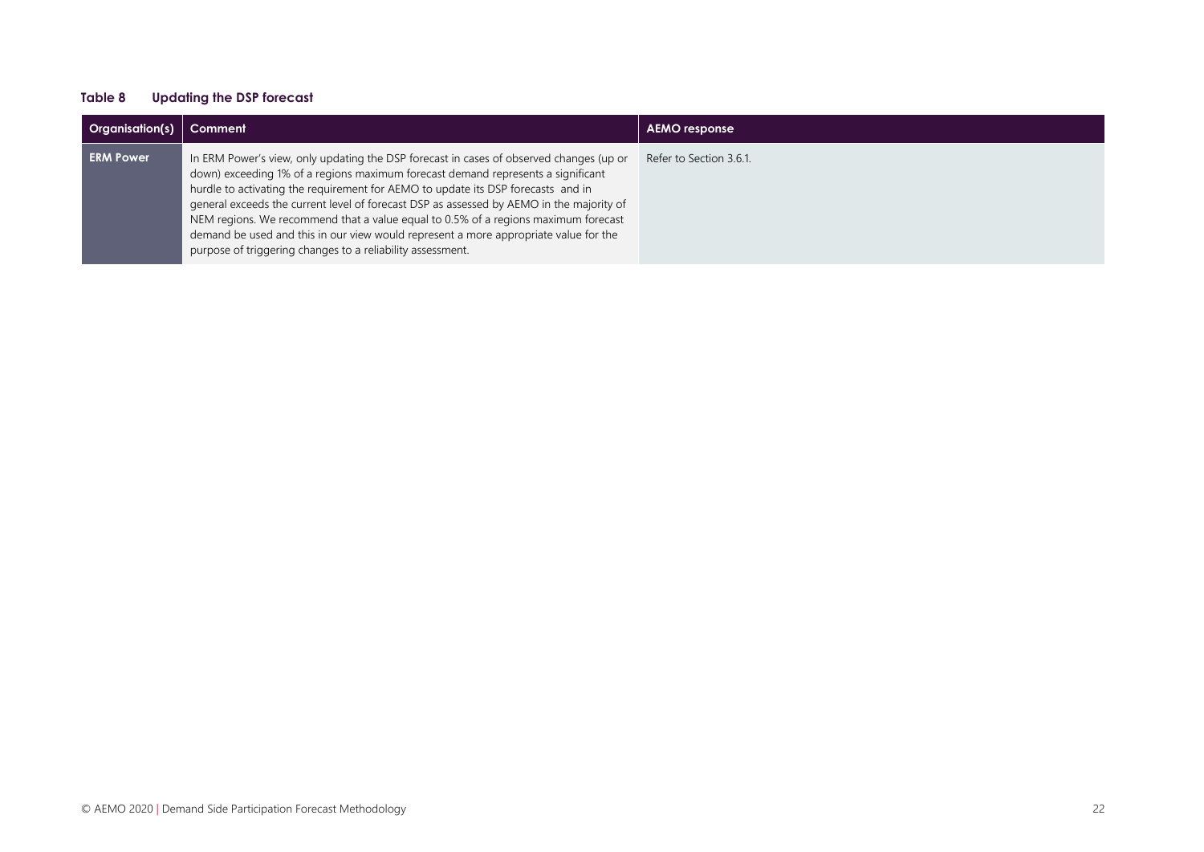**Table 8 Updating the DSP forecast**

| Organisation(s) | Comment | AEMO response |
|---|---|---|
| ERM Power | In ERM Power's view, only updating the DSP forecast in cases of observed changes (up or down) exceeding 1% of a regions maximum forecast demand represents a significant hurdle to activating the requirement for AEMO to update its DSP forecasts and in general exceeds the current level of forecast DSP as assessed by AEMO in the majority of NEM regions. We recommend that a value equal to 0.5% of a regions maximum forecast demand be used and this in our view would represent a more appropriate value for the purpose of triggering changes to a reliability assessment. | Refer to Section 3.6.1. |